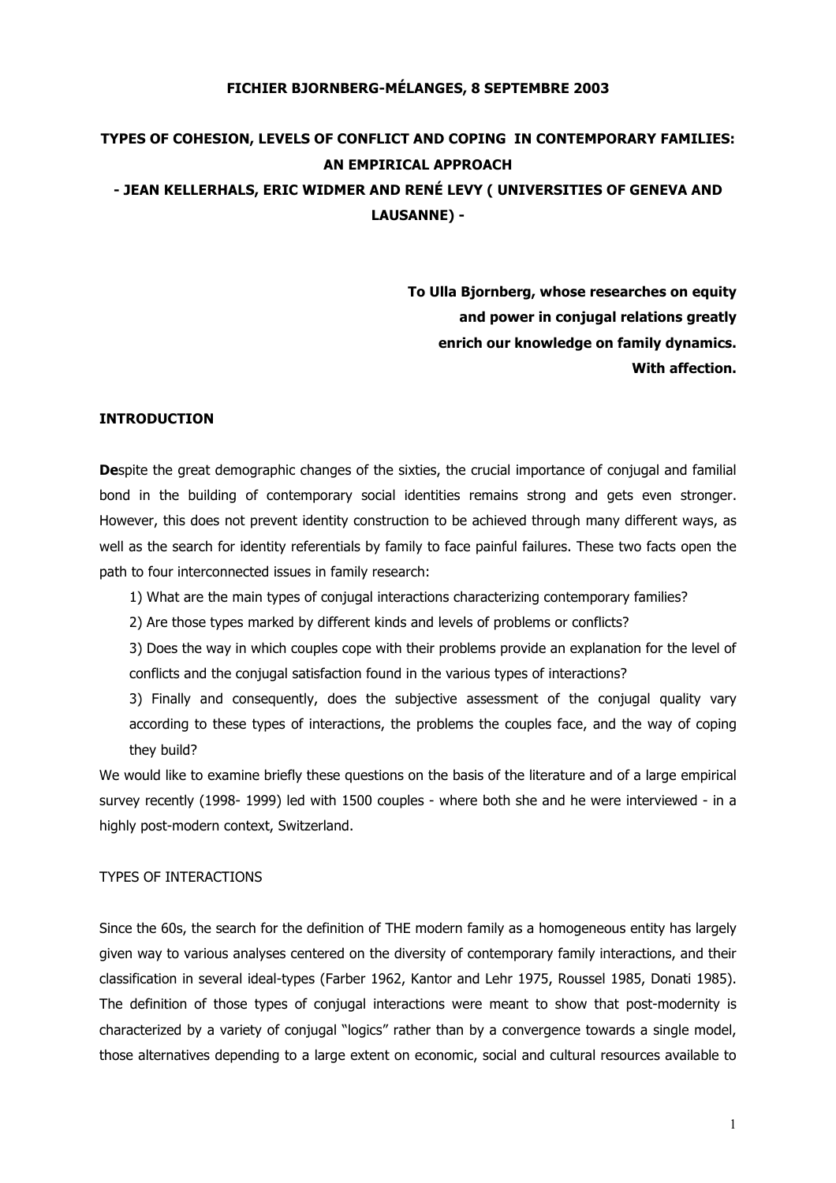**FICHIER BJORNBERG-MÉLANGES, 8 SEPTEMBRE 2003**

# TYPES OF COHESION, LEVELS OF CONFLICT AND COPING IN CONTEMPORARY FAMILIES: AN EMPIRICAL APPROACH

**- JEAN KELLERHALS, ERIC WIDMER AND RENÉ LEVY ( UNIVERSITIES OF GENEVA AND LAUSANNE) -**

**To Ulla Bjornberg, whose researches on equity and power in conjugal relations greatly enrich our knowledge on family dynamics. With affection.**

## INTRODUCTION

**De**spite the great demographic changes of the sixties, the crucial importance of conjugal and familial bond in the building of contemporary social identities remains strong and gets even stronger. However, this does not prevent identity construction to be achieved through many different ways, as well as the search for identity referentials by family to face painful failures. These two facts open the path to four interconnected issues in family research:

1) What are the main types of conjugal interactions characterizing contemporary families?

2) Are those types marked by different kinds and levels of problems or conflicts?

3) Does the way in which couples cope with their problems provide an explanation for the level of conflicts and the conjugal satisfaction found in the various types of interactions?

3) Finally and consequently, does the subjective assessment of the conjugal quality vary according to these types of interactions, the problems the couples face, and the way of coping they build?

We would like to examine briefly these questions on the basis of the literature and of a large empirical survey recently (1998- 1999) led with 1500 couples - where both she and he were interviewed - in a highly post-modern context, Switzerland.

## TYPES OF INTERACTIONS

Since the 60s, the search for the definition of THE modern family as a homogeneous entity has largely given way to various analyses centered on the diversity of contemporary family interactions, and their classification in several ideal-types (Farber 1962, Kantor and Lehr 1975, Roussel 1985, Donati 1985). The definition of those types of conjugal interactions were meant to show that post-modernity is characterized by a variety of conjugal "logics" rather than by a convergence towards a single model, those alternatives depending to a large extent on economic, social and cultural resources available to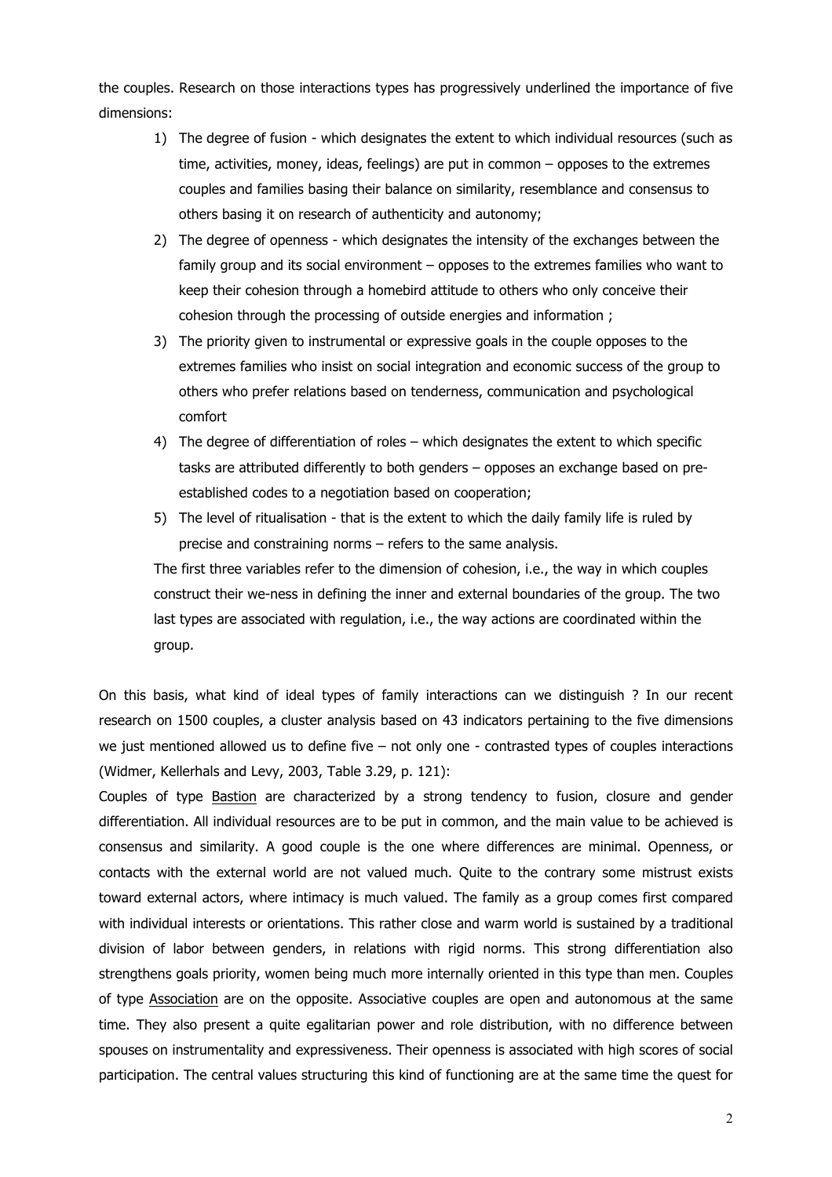the couples. Research on those interactions types has progressively underlined the importance of five dimensions:

1) The degree of fusion - which designates the extent to which individual resources (such as time, activities, money, ideas, feelings) are put in common – opposes to the extremes couples and families basing their balance on similarity, resemblance and consensus to others basing it on research of authenticity and autonomy;
2) The degree of openness - which designates the intensity of the exchanges between the family group and its social environment – opposes to the extremes families who want to keep their cohesion through a homebird attitude to others who only conceive their cohesion through the processing of outside energies and information ;
3) The priority given to instrumental or expressive goals in the couple opposes to the extremes families who insist on social integration and economic success of the group to others who prefer relations based on tenderness, communication and psychological comfort
4) The degree of differentiation of roles – which designates the extent to which specific tasks are attributed differently to both genders – opposes an exchange based on pre-established codes to a negotiation based on cooperation;
5) The level of ritualisation - that is the extent to which the daily family life is ruled by precise and constraining norms – refers to the same analysis.

The first three variables refer to the dimension of cohesion, i.e., the way in which couples construct their we-ness in defining the inner and external boundaries of the group. The two last types are associated with regulation, i.e., the way actions are coordinated within the group.

On this basis, what kind of ideal types of family interactions can we distinguish ? In our recent research on 1500 couples, a cluster analysis based on 43 indicators pertaining to the five dimensions we just mentioned allowed us to define five – not only one - contrasted types of couples interactions (Widmer, Kellerhals and Levy, 2003, Table 3.29, p. 121):

Couples of type <u>Bastion</u> are characterized by a strong tendency to fusion, closure and gender differentiation. All individual resources are to be put in common, and the main value to be achieved is consensus and similarity. A good couple is the one where differences are minimal. Openness, or contacts with the external world are not valued much. Quite to the contrary some mistrust exists toward external actors, where intimacy is much valued. The family as a group comes first compared with individual interests or orientations. This rather close and warm world is sustained by a traditional division of labor between genders, in relations with rigid norms. This strong differentiation also strengthens goals priority, women being much more internally oriented in this type than men. Couples of type <u>Association</u> are on the opposite. Associative couples are open and autonomous at the same time. They also present a quite egalitarian power and role distribution, with no difference between spouses on instrumentality and expressiveness. Their openness is associated with high scores of social participation. The central values structuring this kind of functioning are at the same time the quest for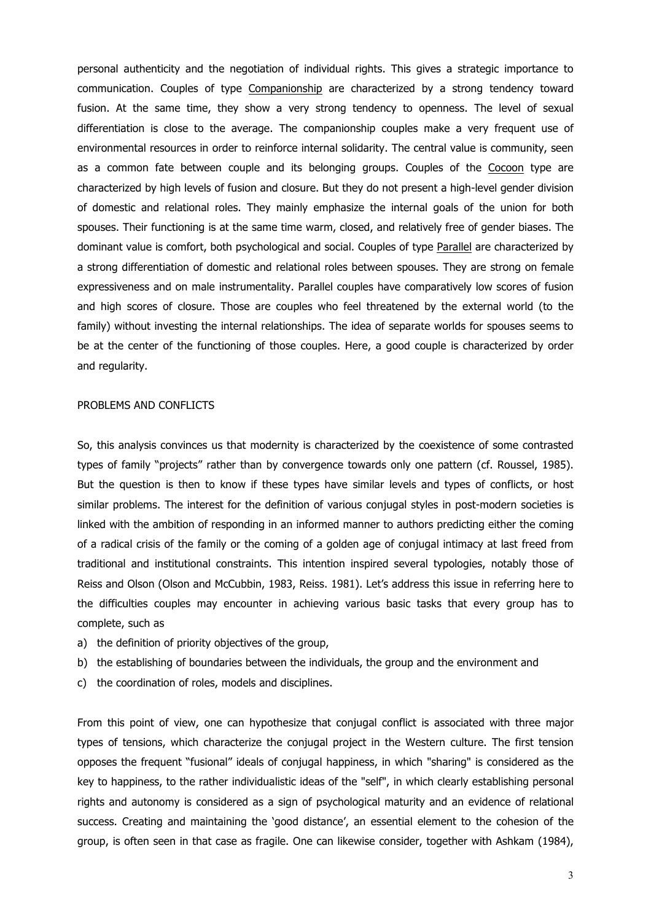personal authenticity and the negotiation of individual rights. This gives a strategic importance to communication. Couples of type Companionship are characterized by a strong tendency toward fusion. At the same time, they show a very strong tendency to openness. The level of sexual differentiation is close to the average. The companionship couples make a very frequent use of environmental resources in order to reinforce internal solidarity. The central value is community, seen as a common fate between couple and its belonging groups. Couples of the Cocoon type are characterized by high levels of fusion and closure. But they do not present a high-level gender division of domestic and relational roles. They mainly emphasize the internal goals of the union for both spouses. Their functioning is at the same time warm, closed, and relatively free of gender biases. The dominant value is comfort, both psychological and social. Couples of type Parallel are characterized by a strong differentiation of domestic and relational roles between spouses. They are strong on female expressiveness and on male instrumentality. Parallel couples have comparatively low scores of fusion and high scores of closure. Those are couples who feel threatened by the external world (to the family) without investing the internal relationships. The idea of separate worlds for spouses seems to be at the center of the functioning of those couples. Here, a good couple is characterized by order and regularity.

## PROBLEMS AND CONFLICTS

So, this analysis convinces us that modernity is characterized by the coexistence of some contrasted types of family "projects" rather than by convergence towards only one pattern (cf. Roussel, 1985). But the question is then to know if these types have similar levels and types of conflicts, or host similar problems. The interest for the definition of various conjugal styles in post-modern societies is linked with the ambition of responding in an informed manner to authors predicting either the coming of a radical crisis of the family or the coming of a golden age of conjugal intimacy at last freed from traditional and institutional constraints. This intention inspired several typologies, notably those of Reiss and Olson (Olson and McCubbin, 1983, Reiss. 1981). Let's address this issue in referring here to the difficulties couples may encounter in achieving various basic tasks that every group has to complete, such as

a) the definition of priority objectives of the group,
b) the establishing of boundaries between the individuals, the group and the environment and
c) the coordination of roles, models and disciplines.

From this point of view, one can hypothesize that conjugal conflict is associated with three major types of tensions, which characterize the conjugal project in the Western culture. The first tension opposes the frequent "fusional" ideals of conjugal happiness, in which "sharing" is considered as the key to happiness, to the rather individualistic ideas of the "self", in which clearly establishing personal rights and autonomy is considered as a sign of psychological maturity and an evidence of relational success. Creating and maintaining the 'good distance', an essential element to the cohesion of the group, is often seen in that case as fragile. One can likewise consider, together with Ashkam (1984),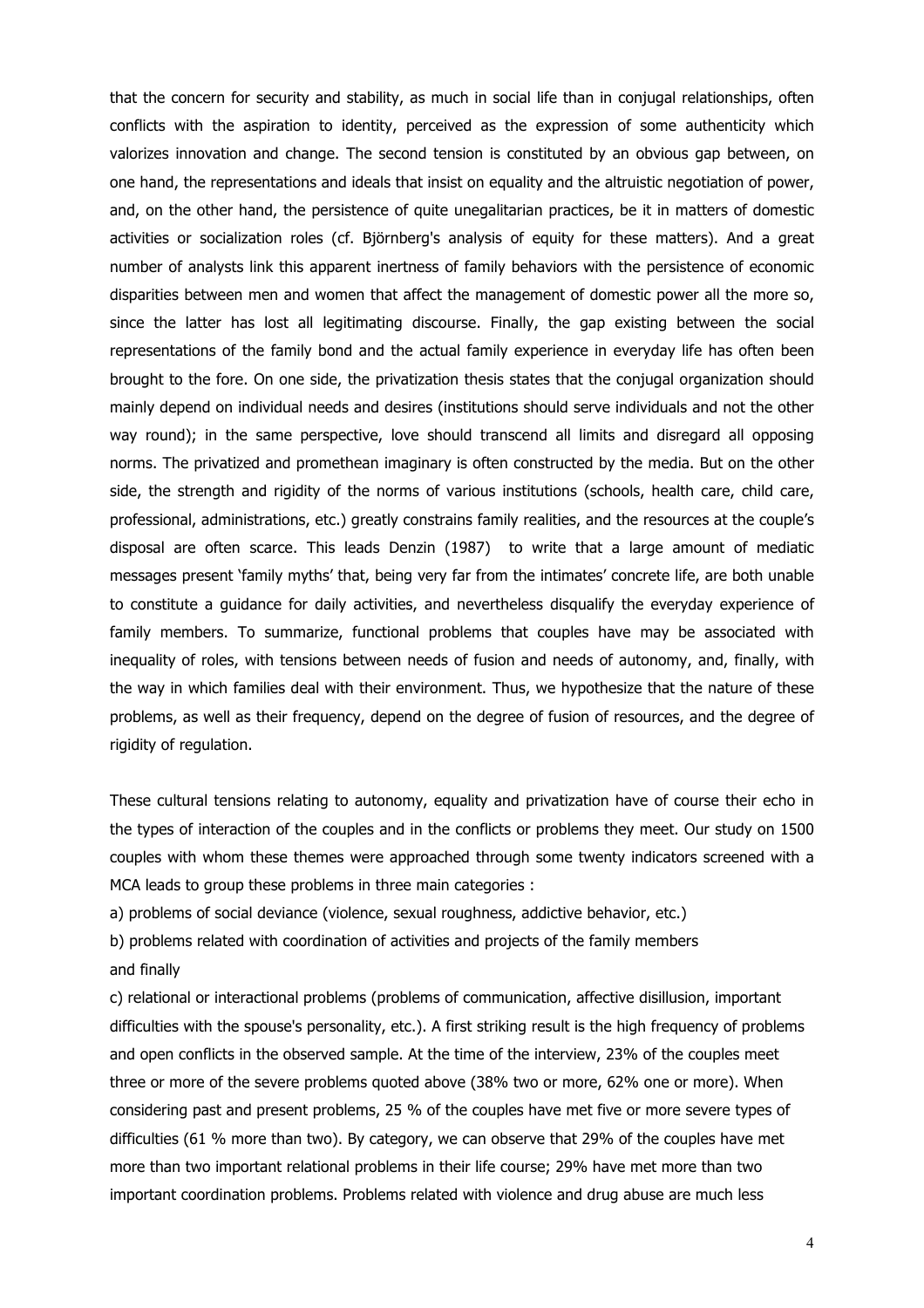that the concern for security and stability, as much in social life than in conjugal relationships, often conflicts with the aspiration to identity, perceived as the expression of some authenticity which valorizes innovation and change. The second tension is constituted by an obvious gap between, on one hand, the representations and ideals that insist on equality and the altruistic negotiation of power, and, on the other hand, the persistence of quite unegalitarian practices, be it in matters of domestic activities or socialization roles (cf. Björnberg's analysis of equity for these matters). And a great number of analysts link this apparent inertness of family behaviors with the persistence of economic disparities between men and women that affect the management of domestic power all the more so, since the latter has lost all legitimating discourse. Finally, the gap existing between the social representations of the family bond and the actual family experience in everyday life has often been brought to the fore. On one side, the privatization thesis states that the conjugal organization should mainly depend on individual needs and desires (institutions should serve individuals and not the other way round); in the same perspective, love should transcend all limits and disregard all opposing norms. The privatized and promethean imaginary is often constructed by the media. But on the other side, the strength and rigidity of the norms of various institutions (schools, health care, child care, professional, administrations, etc.) greatly constrains family realities, and the resources at the couple's disposal are often scarce. This leads Denzin (1987) to write that a large amount of mediatic messages present 'family myths' that, being very far from the intimates' concrete life, are both unable to constitute a guidance for daily activities, and nevertheless disqualify the everyday experience of family members. To summarize, functional problems that couples have may be associated with inequality of roles, with tensions between needs of fusion and needs of autonomy, and, finally, with the way in which families deal with their environment. Thus, we hypothesize that the nature of these problems, as well as their frequency, depend on the degree of fusion of resources, and the degree of rigidity of regulation.

These cultural tensions relating to autonomy, equality and privatization have of course their echo in the types of interaction of the couples and in the conflicts or problems they meet. Our study on 1500 couples with whom these themes were approached through some twenty indicators screened with a MCA leads to group these problems in three main categories :

a) problems of social deviance (violence, sexual roughness, addictive behavior, etc.)

b) problems related with coordination of activities and projects of the family members

and finally

c) relational or interactional problems (problems of communication, affective disillusion, important difficulties with the spouse's personality, etc.). A first striking result is the high frequency of problems and open conflicts in the observed sample. At the time of the interview, 23% of the couples meet three or more of the severe problems quoted above (38% two or more, 62% one or more). When considering past and present problems, 25 % of the couples have met five or more severe types of difficulties (61 % more than two). By category, we can observe that 29% of the couples have met more than two important relational problems in their life course; 29% have met more than two important coordination problems. Problems related with violence and drug abuse are much less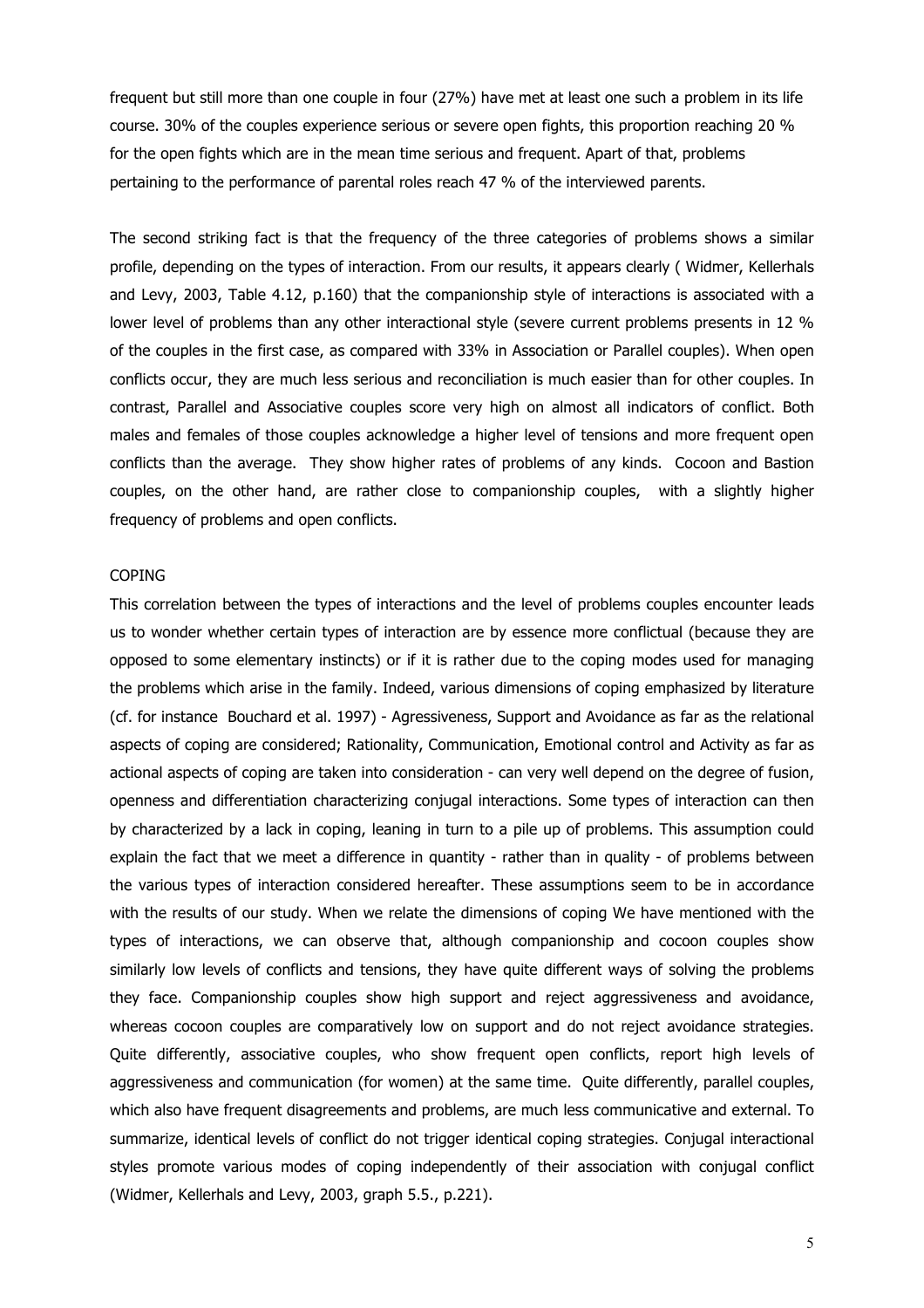frequent but still more than one couple in four (27%) have met at least one such a problem in its life course. 30% of the couples experience serious or severe open fights, this proportion reaching 20 % for the open fights which are in the mean time serious and frequent. Apart of that, problems pertaining to the performance of parental roles reach 47 % of the interviewed parents.

The second striking fact is that the frequency of the three categories of problems shows a similar profile, depending on the types of interaction. From our results, it appears clearly ( Widmer, Kellerhals and Levy, 2003, Table 4.12, p.160) that the companionship style of interactions is associated with a lower level of problems than any other interactional style (severe current problems presents in 12 % of the couples in the first case, as compared with 33% in Association or Parallel couples). When open conflicts occur, they are much less serious and reconciliation is much easier than for other couples. In contrast, Parallel and Associative couples score very high on almost all indicators of conflict. Both males and females of those couples acknowledge a higher level of tensions and more frequent open conflicts than the average. They show higher rates of problems of any kinds. Cocoon and Bastion couples, on the other hand, are rather close to companionship couples, with a slightly higher frequency of problems and open conflicts.

## COPING

This correlation between the types of interactions and the level of problems couples encounter leads us to wonder whether certain types of interaction are by essence more conflictual (because they are opposed to some elementary instincts) or if it is rather due to the coping modes used for managing the problems which arise in the family. Indeed, various dimensions of coping emphasized by literature (cf. for instance Bouchard et al. 1997) - Agressiveness, Support and Avoidance as far as the relational aspects of coping are considered; Rationality, Communication, Emotional control and Activity as far as actional aspects of coping are taken into consideration - can very well depend on the degree of fusion, openness and differentiation characterizing conjugal interactions. Some types of interaction can then by characterized by a lack in coping, leaning in turn to a pile up of problems. This assumption could explain the fact that we meet a difference in quantity - rather than in quality - of problems between the various types of interaction considered hereafter. These assumptions seem to be in accordance with the results of our study. When we relate the dimensions of coping We have mentioned with the types of interactions, we can observe that, although companionship and cocoon couples show similarly low levels of conflicts and tensions, they have quite different ways of solving the problems they face. Companionship couples show high support and reject aggressiveness and avoidance, whereas cocoon couples are comparatively low on support and do not reject avoidance strategies. Quite differently, associative couples, who show frequent open conflicts, report high levels of aggressiveness and communication (for women) at the same time. Quite differently, parallel couples, which also have frequent disagreements and problems, are much less communicative and external. To summarize, identical levels of conflict do not trigger identical coping strategies. Conjugal interactional styles promote various modes of coping independently of their association with conjugal conflict (Widmer, Kellerhals and Levy, 2003, graph 5.5., p.221).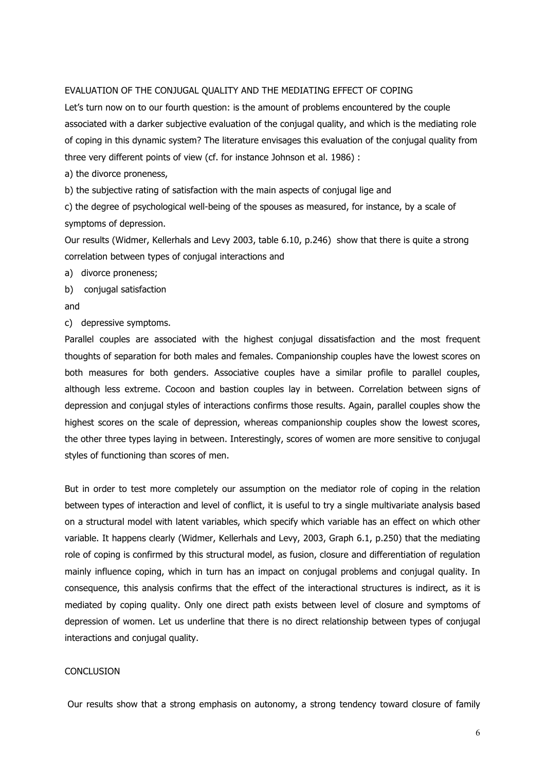## EVALUATION OF THE CONJUGAL QUALITY AND THE MEDIATING EFFECT OF COPING

Let's turn now on to our fourth question: is the amount of problems encountered by the couple associated with a darker subjective evaluation of the conjugal quality, and which is the mediating role of coping in this dynamic system? The literature envisages this evaluation of the conjugal quality from three very different points of view (cf. for instance Johnson et al. 1986) :

a) the divorce proneness,

b) the subjective rating of satisfaction with the main aspects of conjugal lige and

c) the degree of psychological well-being of the spouses as measured, for instance, by a scale of symptoms of depression.

Our results (Widmer, Kellerhals and Levy 2003, table 6.10, p.246) show that there is quite a strong correlation between types of conjugal interactions and

a) divorce proneness;

b) conjugal satisfaction

and

c) depressive symptoms.

Parallel couples are associated with the highest conjugal dissatisfaction and the most frequent thoughts of separation for both males and females. Companionship couples have the lowest scores on both measures for both genders. Associative couples have a similar profile to parallel couples, although less extreme. Cocoon and bastion couples lay in between. Correlation between signs of depression and conjugal styles of interactions confirms those results. Again, parallel couples show the highest scores on the scale of depression, whereas companionship couples show the lowest scores, the other three types laying in between. Interestingly, scores of women are more sensitive to conjugal styles of functioning than scores of men.

But in order to test more completely our assumption on the mediator role of coping in the relation between types of interaction and level of conflict, it is useful to try a single multivariate analysis based on a structural model with latent variables, which specify which variable has an effect on which other variable. It happens clearly (Widmer, Kellerhals and Levy, 2003, Graph 6.1, p.250) that the mediating role of coping is confirmed by this structural model, as fusion, closure and differentiation of regulation mainly influence coping, which in turn has an impact on conjugal problems and conjugal quality. In consequence, this analysis confirms that the effect of the interactional structures is indirect, as it is mediated by coping quality. Only one direct path exists between level of closure and symptoms of depression of women. Let us underline that there is no direct relationship between types of conjugal interactions and conjugal quality.

## CONCLUSION

Our results show that a strong emphasis on autonomy, a strong tendency toward closure of family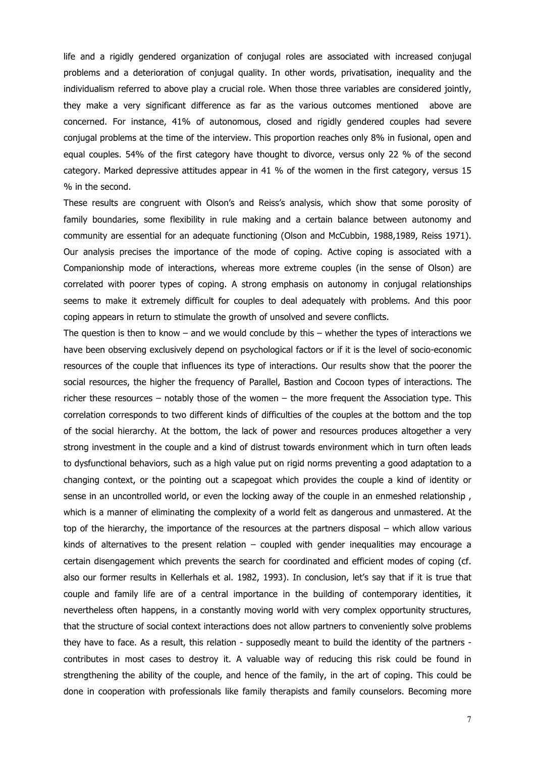life and a rigidly gendered organization of conjugal roles are associated with increased conjugal problems and a deterioration of conjugal quality. In other words, privatisation, inequality and the individualism referred to above play a crucial role. When those three variables are considered jointly, they make a very significant difference as far as the various outcomes mentioned above are concerned. For instance, 41% of autonomous, closed and rigidly gendered couples had severe conjugal problems at the time of the interview. This proportion reaches only 8% in fusional, open and equal couples. 54% of the first category have thought to divorce, versus only 22 % of the second category. Marked depressive attitudes appear in 41 % of the women in the first category, versus 15 % in the second.

These results are congruent with Olson's and Reiss's analysis, which show that some porosity of family boundaries, some flexibility in rule making and a certain balance between autonomy and community are essential for an adequate functioning (Olson and McCubbin, 1988,1989, Reiss 1971). Our analysis precises the importance of the mode of coping. Active coping is associated with a Companionship mode of interactions, whereas more extreme couples (in the sense of Olson) are correlated with poorer types of coping. A strong emphasis on autonomy in conjugal relationships seems to make it extremely difficult for couples to deal adequately with problems. And this poor coping appears in return to stimulate the growth of unsolved and severe conflicts.

The question is then to know – and we would conclude by this – whether the types of interactions we have been observing exclusively depend on psychological factors or if it is the level of socio-economic resources of the couple that influences its type of interactions. Our results show that the poorer the social resources, the higher the frequency of Parallel, Bastion and Cocoon types of interactions. The richer these resources – notably those of the women – the more frequent the Association type. This correlation corresponds to two different kinds of difficulties of the couples at the bottom and the top of the social hierarchy. At the bottom, the lack of power and resources produces altogether a very strong investment in the couple and a kind of distrust towards environment which in turn often leads to dysfunctional behaviors, such as a high value put on rigid norms preventing a good adaptation to a changing context, or the pointing out a scapegoat which provides the couple a kind of identity or sense in an uncontrolled world, or even the locking away of the couple in an enmeshed relationship , which is a manner of eliminating the complexity of a world felt as dangerous and unmastered. At the top of the hierarchy, the importance of the resources at the partners disposal – which allow various kinds of alternatives to the present relation – coupled with gender inequalities may encourage a certain disengagement which prevents the search for coordinated and efficient modes of coping (cf. also our former results in Kellerhals et al. 1982, 1993). In conclusion, let's say that if it is true that couple and family life are of a central importance in the building of contemporary identities, it nevertheless often happens, in a constantly moving world with very complex opportunity structures, that the structure of social context interactions does not allow partners to conveniently solve problems they have to face. As a result, this relation - supposedly meant to build the identity of the partners - contributes in most cases to destroy it. A valuable way of reducing this risk could be found in strengthening the ability of the couple, and hence of the family, in the art of coping. This could be done in cooperation with professionals like family therapists and family counselors. Becoming more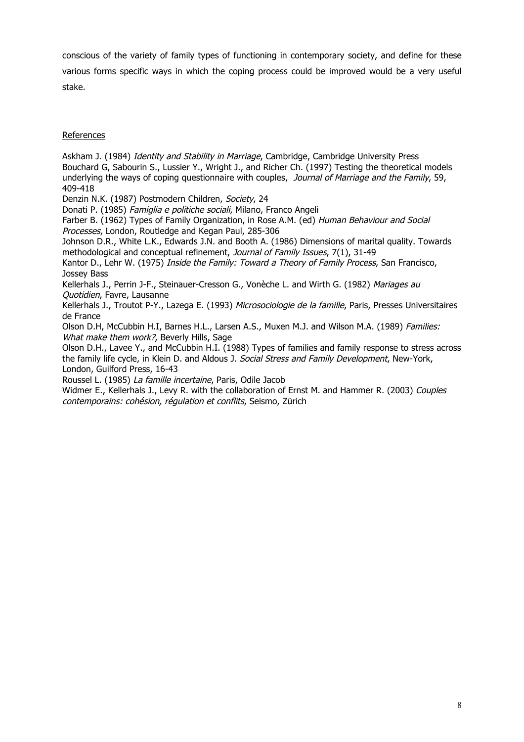conscious of the variety of family types of functioning in contemporary society, and define for these various forms specific ways in which the coping process could be improved would be a very useful stake.

References

Askham J. (1984) *Identity and Stability in Marriage*, Cambridge, Cambridge University Press

Bouchard G, Sabourin S., Lussier Y., Wright J., and Richer Ch. (1997) Testing the theoretical models underlying the ways of coping questionnaire with couples, *Journal of Marriage and the Family*, 59, 409-418

Denzin N.K. (1987) Postmodern Children, *Society*, 24

Donati P. (1985) *Famiglia e politiche sociali*, Milano, Franco Angeli

Farber B. (1962) Types of Family Organization, in Rose A.M. (ed) *Human Behaviour and Social Processes*, London, Routledge and Kegan Paul, 285-306

Johnson D.R., White L.K., Edwards J.N. and Booth A. (1986) Dimensions of marital quality. Towards methodological and conceptual refinement, *Journal of Family Issues*, 7(1), 31-49

Kantor D., Lehr W. (1975) *Inside the Family: Toward a Theory of Family Process*, San Francisco, Jossey Bass

Kellerhals J., Perrin J-F., Steinauer-Cresson G., Vonèche L. and Wirth G. (1982) *Mariages au Quotidien*, Favre, Lausanne

Kellerhals J., Troutot P-Y., Lazega E. (1993) *Microsociologie de la famille*, Paris, Presses Universitaires de France

Olson D.H, McCubbin H.I, Barnes H.L., Larsen A.S., Muxen M.J. and Wilson M.A. (1989) *Families: What make them work?,* Beverly Hills, Sage

Olson D.H., Lavee Y., and McCubbin H.I. (1988) Types of families and family response to stress across the family life cycle, in Klein D. and Aldous J. *Social Stress and Family Development*, New-York, London, Guilford Press, 16-43

Roussel L. (1985) *La famille incertaine*, Paris, Odile Jacob

Widmer E., Kellerhals J., Levy R. with the collaboration of Ernst M. and Hammer R. (2003) *Couples contemporains: cohésion, régulation et conflits*, Seismo, Zürich